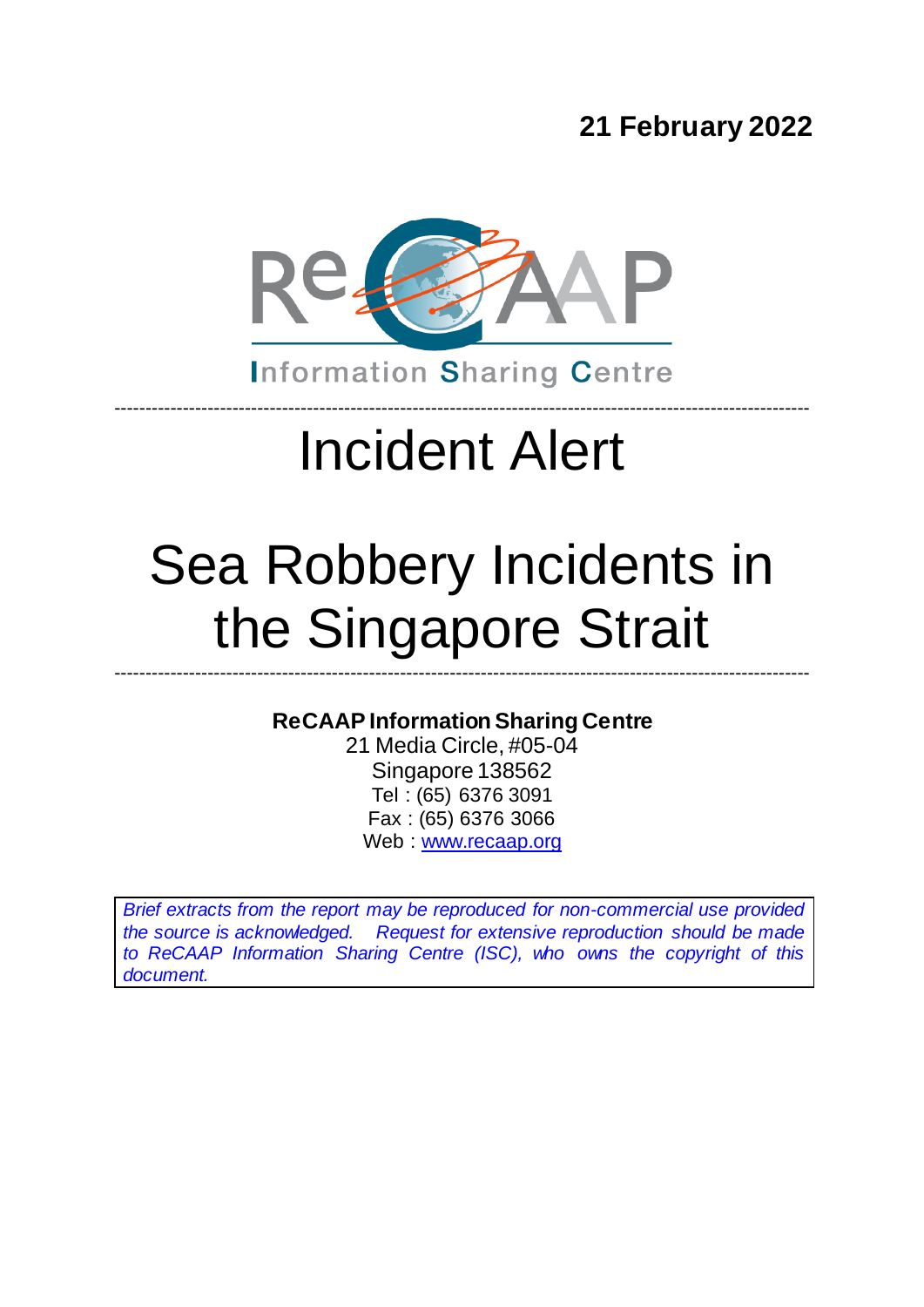**21 February 2022**

ReCAAP

Information Sharing Centre

---

# Incident Alert

# Sea Robbery Incidents in the Singapore Strait

---

**ReCAAP Information Sharing Centre**
21 Media Circle, #05-04
Singapore 138562
Tel : (65) 6376 3091
Fax : (65) 6376 3066
Web : www.recaap.org

*Brief extracts from the report may be reproduced for non-commercial use provided the source is acknowledged. Request for extensive reproduction should be made to ReCAAP Information Sharing Centre (ISC), who owns the copyright of this document.*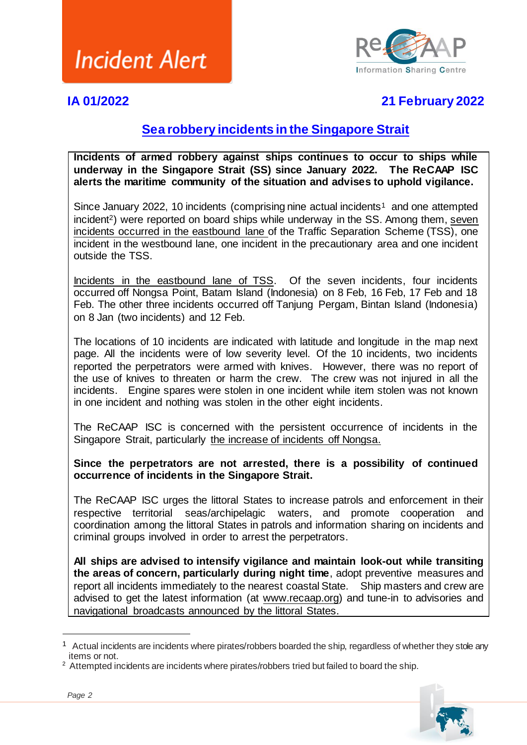# Incident Alert

**IA 01/2022** 

**21 February 2022**

## Sea robbery incidents in the Singapore Strait

**Incidents of armed robbery against ships continues to occur to ships while underway in the Singapore Strait (SS) since January 2022. The ReCAAP ISC alerts the maritime community of the situation and advises to uphold vigilance.**

Since January 2022, 10 incidents (comprising nine actual incidents[1] and one attempted incident[2]) were reported on board ships while underway in the SS. Among them, seven incidents occurred in the eastbound lane of the Traffic Separation Scheme (TSS), one incident in the westbound lane, one incident in the precautionary area and one incident outside the TSS.

Incidents in the eastbound lane of TSS. Of the seven incidents, four incidents occurred off Nongsa Point, Batam Island (Indonesia) on 8 Feb, 16 Feb, 17 Feb and 18 Feb. The other three incidents occurred off Tanjung Pergam, Bintan Island (Indonesia) on 8 Jan (two incidents) and 12 Feb.

The locations of 10 incidents are indicated with latitude and longitude in the map next page. All the incidents were of low severity level. Of the 10 incidents, two incidents reported the perpetrators were armed with knives. However, there was no report of the use of knives to threaten or harm the crew. The crew was not injured in all the incidents. Engine spares were stolen in one incident while item stolen was not known in one incident and nothing was stolen in the other eight incidents.

The ReCAAP ISC is concerned with the persistent occurrence of incidents in the Singapore Strait, particularly the increase of incidents off Nongsa.

**Since the perpetrators are not arrested, there is a possibility of continued occurrence of incidents in the Singapore Strait.**

The ReCAAP ISC urges the littoral States to increase patrols and enforcement in their respective territorial seas/archipelagic waters, and promote cooperation and coordination among the littoral States in patrols and information sharing on incidents and criminal groups involved in order to arrest the perpetrators.

**All ships are advised to intensify vigilance and maintain look-out while transiting the areas of concern, particularly during night time**, adopt preventive measures and report all incidents immediately to the nearest coastal State. Ship masters and crew are advised to get the latest information (at www.recaap.org) and tune-in to advisories and navigational broadcasts announced by the littoral States.

---

[1] Actual incidents are incidents where pirates/robbers boarded the ship, regardless of whether they stole any items or not.

[2] Attempted incidents are incidents where pirates/robbers tried but failed to board the ship.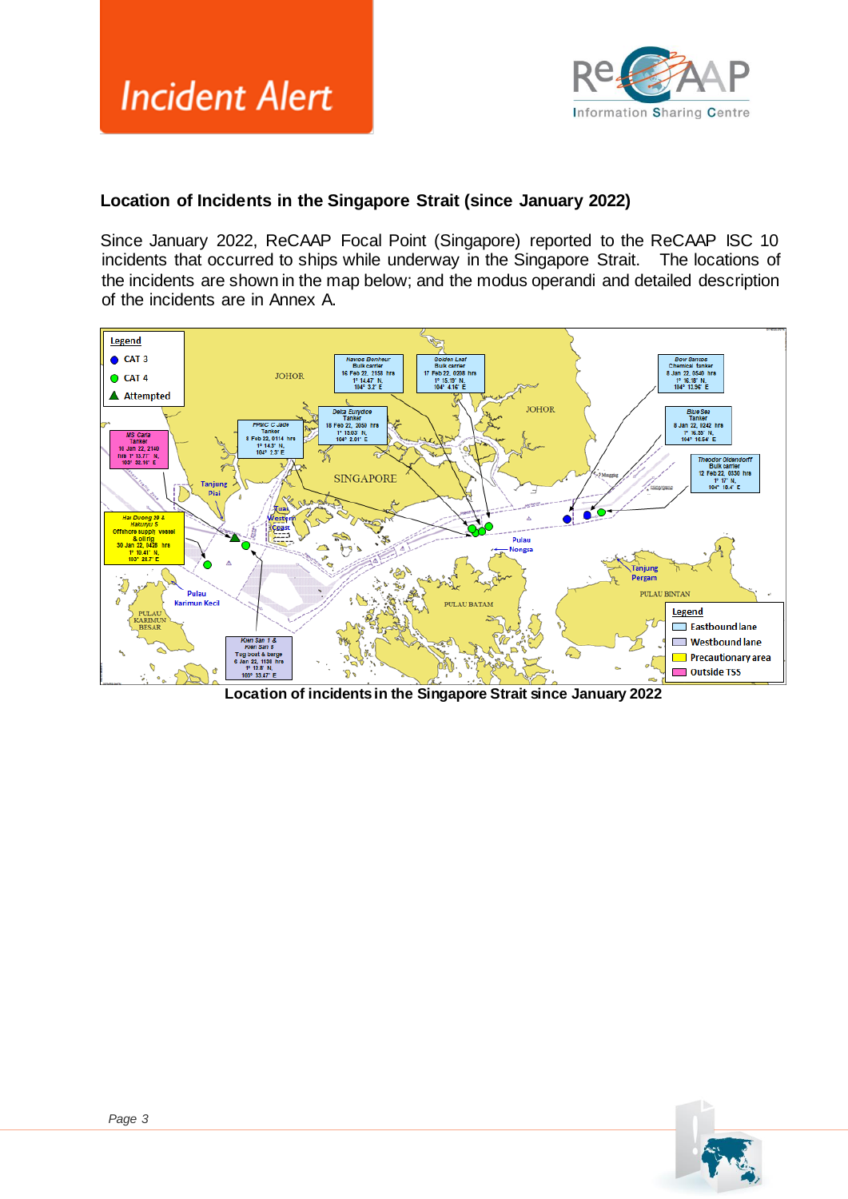# Incident Alert

### Location of Incidents in the Singapore Strait (since January 2022)

Since January 2022, ReCAAP Focal Point (Singapore) reported to the ReCAAP ISC 10 incidents that occurred to ships while underway in the Singapore Strait. The locations of the incidents are shown in the map below; and the modus operandi and detailed description of the incidents are in Annex A.

**Location of incidents in the Singapore Strait since January 2022**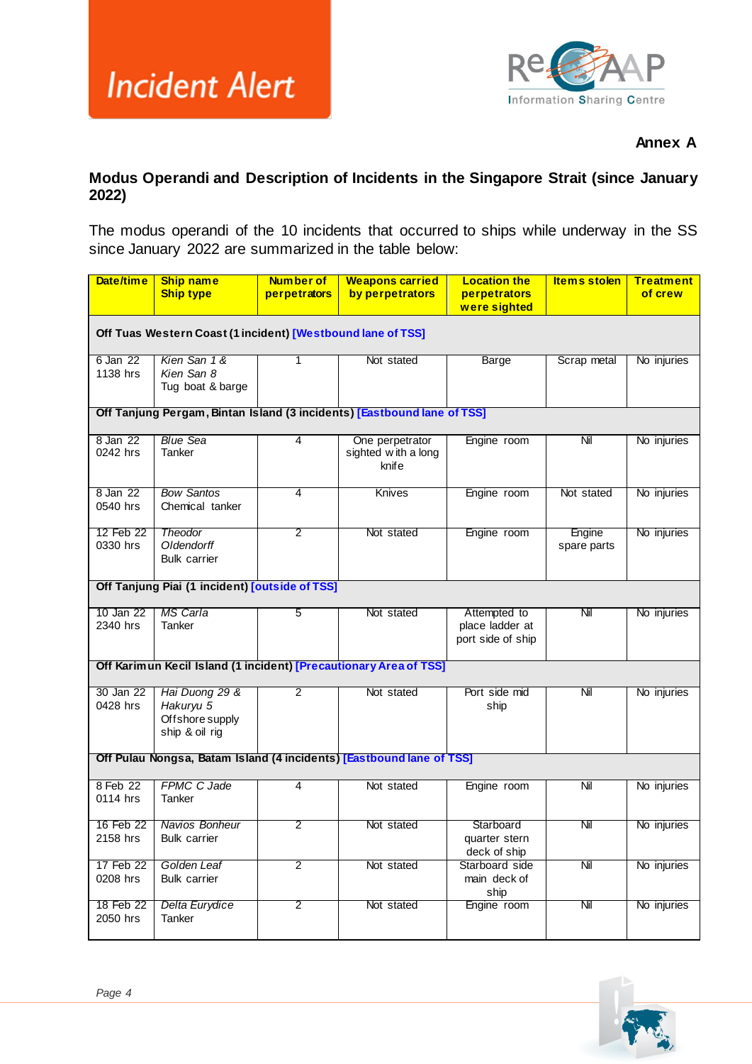Incident Alert

ReCAAP Information Sharing Centre

**Annex A**

**Modus Operandi and Description of Incidents in the Singapore Strait (since January 2022)**

The modus operandi of the 10 incidents that occurred to ships while underway in the SS since January 2022 are summarized in the table below:

| Date/time | Ship name Ship type | Number of perpetrators | Weapons carried by perpetrators | Location the perpetrators were sighted | Items stolen | Treatment of crew |
|---|---|---|---|---|---|---|
| **Off Tuas Western Coast (1 incident) [Westbound lane of TSS]** | | | | | | |
| 6 Jan 22 1138 hrs | *Kien San 1 & Kien San 8* Tug boat & barge | 1 | Not stated | Barge | Scrap metal | No injuries |
| **Off Tanjung Pergam, Bintan Island (3 incidents) [Eastbound lane of TSS]** | | | | | | |
| 8 Jan 22 0242 hrs | *Blue Sea* Tanker | 4 | One perpetrator sighted with a long knife | Engine room | Nil | No injuries |
| 8 Jan 22 0540 hrs | *Bow Santos* Chemical tanker | 4 | Knives | Engine room | Not stated | No injuries |
| 12 Feb 22 0330 hrs | *Theodor Oldendorff* Bulk carrier | 2 | Not stated | Engine room | Engine spare parts | No injuries |
| **Off Tanjung Piai (1 incident) [outside of TSS]** | | | | | | |
| 10 Jan 22 2340 hrs | *MS Carla* Tanker | 5 | Not stated | Attempted to place ladder at port side of ship | Nil | No injuries |
| **Off Karimun Kecil Island (1 incident) [Precautionary Area of TSS]** | | | | | | |
| 30 Jan 22 0428 hrs | *Hai Duong 29 & Hakuryu 5* Offshore supply ship & oil rig | 2 | Not stated | Port side mid ship | Nil | No injuries |
| **Off Pulau Nongsa, Batam Island (4 incidents) [Eastbound lane of TSS]** | | | | | | |
| 8 Feb 22 0114 hrs | *FPMC C Jade* Tanker | 4 | Not stated | Engine room | Nil | No injuries |
| 16 Feb 22 2158 hrs | *Navios Bonheur* Bulk carrier | 2 | Not stated | Starboard quarter stern deck of ship | Nil | No injuries |
| 17 Feb 22 0208 hrs | *Golden Leaf* Bulk carrier | 2 | Not stated | Starboard side main deck of ship | Nil | No injuries |
| 18 Feb 22 2050 hrs | *Delta Eurydice* Tanker | 2 | Not stated | Engine room | Nil | No injuries |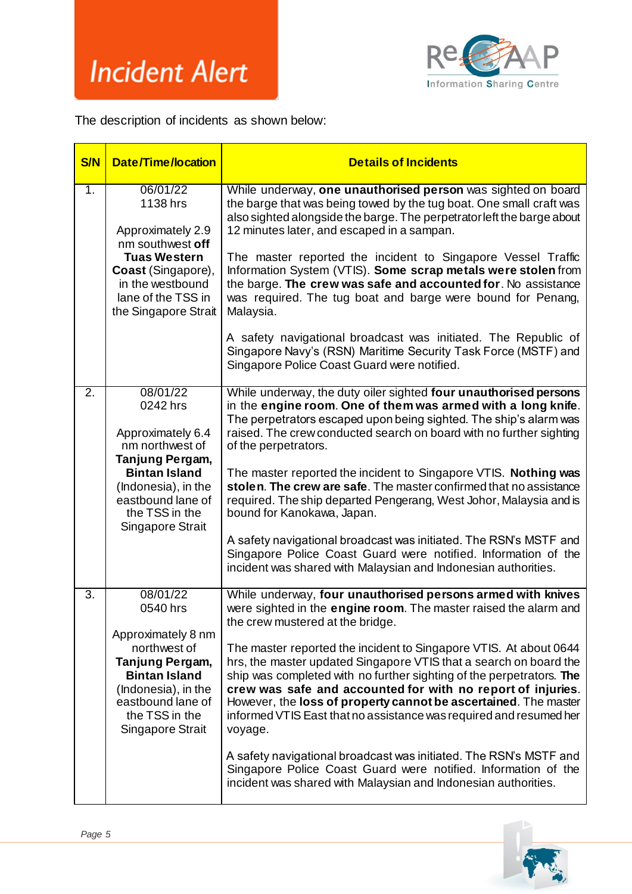# Incident Alert

The description of incidents as shown below:

| S/N | Date/Time/location | Details of Incidents |
|---|---|---|
| 1. | 06/01/22<br>1138 hrs<br><br>Approximately 2.9 nm southwest **off Tuas Western Coast** (Singapore), in the westbound lane of the TSS in the Singapore Strait | While underway, **one unauthorised person** was sighted on board the barge that was being towed by the tug boat. One small craft was also sighted alongside the barge. The perpetrator left the barge about 12 minutes later, and escaped in a sampan.<br><br>The master reported the incident to Singapore Vessel Traffic Information System (VTIS). **Some scrap metals were stolen** from the barge. **The crew was safe and accounted for**. No assistance was required. The tug boat and barge were bound for Penang, Malaysia.<br><br>A safety navigational broadcast was initiated. The Republic of Singapore Navy's (RSN) Maritime Security Task Force (MSTF) and Singapore Police Coast Guard were notified. |
| 2. | 08/01/22<br>0242 hrs<br><br>Approximately 6.4 nm northwest of **Tanjung Pergam, Bintan Island** (Indonesia), in the eastbound lane of the TSS in the Singapore Strait | While underway, the duty oiler sighted **four unauthorised persons** in the **engine room**. **One of them was armed with a long knife**. The perpetrators escaped upon being sighted. The ship's alarm was raised. The crew conducted search on board with no further sighting of the perpetrators.<br><br>The master reported the incident to Singapore VTIS. **Nothing was stolen**. **The crew are safe**. The master confirmed that no assistance required. The ship departed Pengerang, West Johor, Malaysia and is bound for Kanokawa, Japan.<br><br>A safety navigational broadcast was initiated. The RSN's MSTF and Singapore Police Coast Guard were notified. Information of the incident was shared with Malaysian and Indonesian authorities. |
| 3. | 08/01/22<br>0540 hrs<br><br>Approximately 8 nm northwest of **Tanjung Pergam, Bintan Island** (Indonesia), in the eastbound lane of the TSS in the Singapore Strait | While underway, **four unauthorised persons armed with knives** were sighted in the **engine room**. The master raised the alarm and the crew mustered at the bridge.<br><br>The master reported the incident to Singapore VTIS. At about 0644 hrs, the master updated Singapore VTIS that a search on board the ship was completed with no further sighting of the perpetrators. **The crew was safe and accounted for with no report of injuries**. However, the **loss of property cannot be ascertained**. The master informed VTIS East that no assistance was required and resumed her voyage.<br><br>A safety navigational broadcast was initiated. The RSN's MSTF and Singapore Police Coast Guard were notified. Information of the incident was shared with Malaysian and Indonesian authorities. |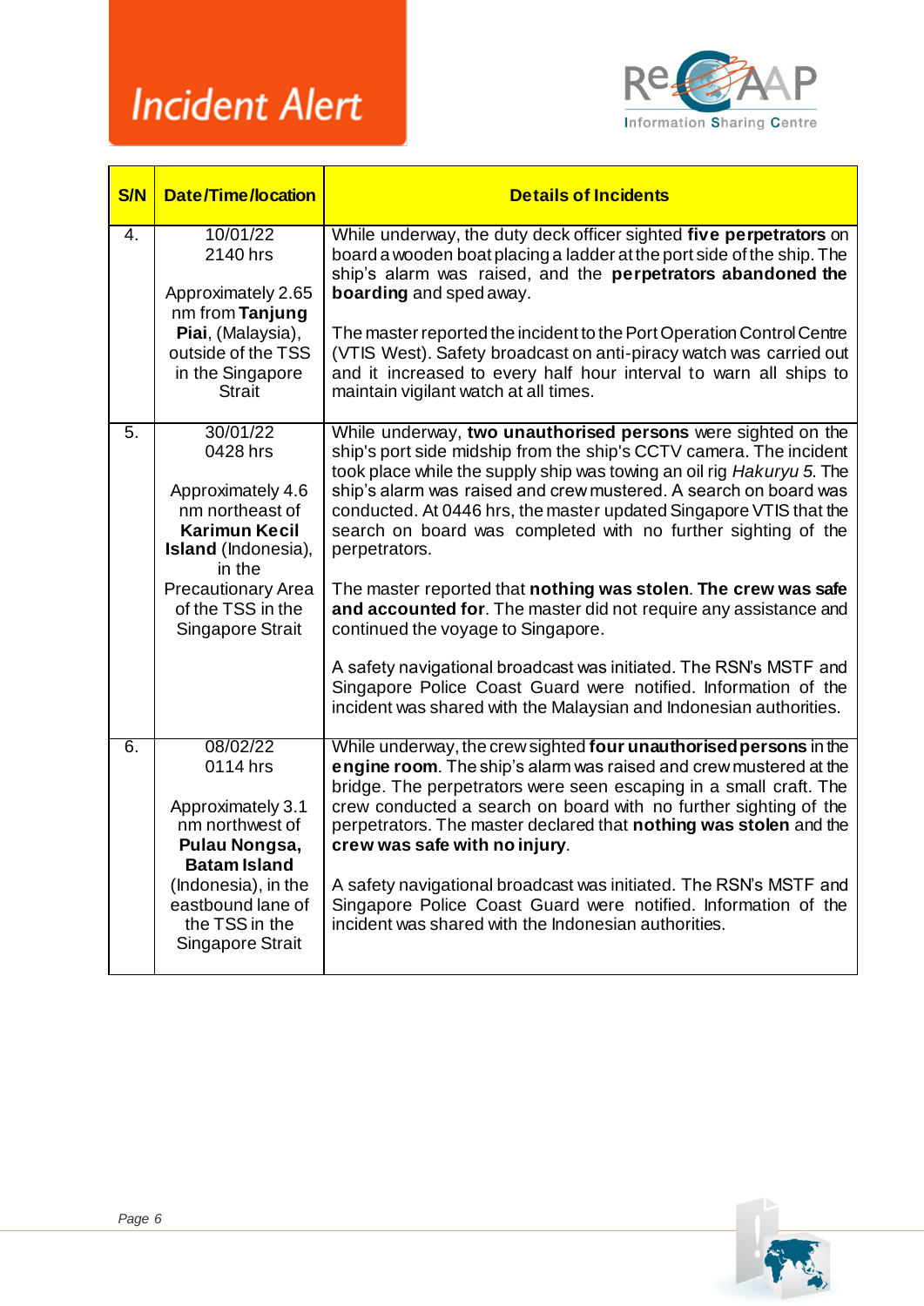# Incident Alert

| S/N | Date/Time/location | Details of Incidents |
|---|---|---|
| 4. | 10/01/22<br>2140 hrs<br><br>Approximately 2.65 nm from **Tanjung Piai**, (Malaysia), outside of the TSS in the Singapore Strait | While underway, the duty deck officer sighted **five perpetrators** on board a wooden boat placing a ladder at the port side of the ship. The ship's alarm was raised, and the **perpetrators abandoned the boarding** and sped away.<br><br>The master reported the incident to the Port Operation Control Centre (VTIS West). Safety broadcast on anti-piracy watch was carried out and it increased to every half hour interval to warn all ships to maintain vigilant watch at all times. |
| 5. | 30/01/22<br>0428 hrs<br><br>Approximately 4.6 nm northeast of **Karimun Kecil Island** (Indonesia), in the Precautionary Area of the TSS in the Singapore Strait | While underway, **two unauthorised persons** were sighted on the ship's port side midship from the ship's CCTV camera. The incident took place while the supply ship was towing an oil rig *Hakuryu 5*. The ship's alarm was raised and crew mustered. A search on board was conducted. At 0446 hrs, the master updated Singapore VTIS that the search on board was completed with no further sighting of the perpetrators.<br><br>The master reported that **nothing was stolen**. **The crew was safe and accounted for**. The master did not require any assistance and continued the voyage to Singapore.<br><br>A safety navigational broadcast was initiated. The RSN's MSTF and Singapore Police Coast Guard were notified. Information of the incident was shared with the Malaysian and Indonesian authorities. |
| 6. | 08/02/22<br>0114 hrs<br><br>Approximately 3.1 nm northwest of **Pulau Nongsa, Batam Island** (Indonesia), in the eastbound lane of the TSS in the Singapore Strait | While underway, the crew sighted **four unauthorised persons** in the **engine room**. The ship's alarm was raised and crew mustered at the bridge. The perpetrators were seen escaping in a small craft. The crew conducted a search on board with no further sighting of the perpetrators. The master declared that **nothing was stolen** and the **crew was safe with no injury**.<br><br>A safety navigational broadcast was initiated. The RSN's MSTF and Singapore Police Coast Guard were notified. Information of the incident was shared with the Indonesian authorities. |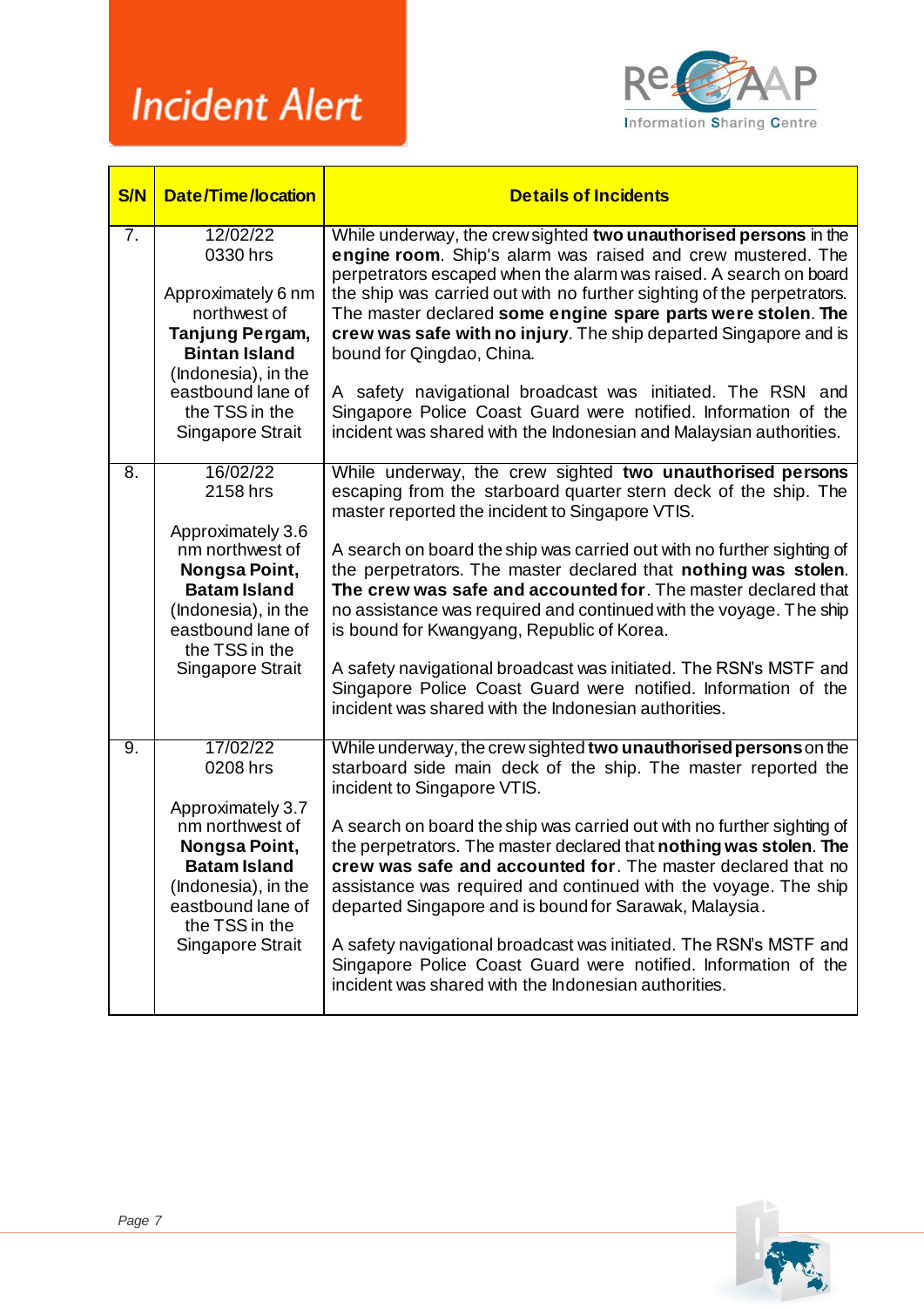# Incident Alert

| S/N | Date/Time/location | Details of Incidents |
|---|---|---|
| 7. | 12/02/22<br>0330 hrs<br><br>Approximately 6 nm northwest of **Tanjung Pergam, Bintan Island** (Indonesia), in the eastbound lane of the TSS in the Singapore Strait | While underway, the crew sighted **two unauthorised persons** in the **engine room**. Ship's alarm was raised and crew mustered. The perpetrators escaped when the alarm was raised. A search on board the ship was carried out with no further sighting of the perpetrators. The master declared **some engine spare parts were stolen**. **The crew was safe with no injury**. The ship departed Singapore and is bound for Qingdao, China.<br><br>A safety navigational broadcast was initiated. The RSN and Singapore Police Coast Guard were notified. Information of the incident was shared with the Indonesian and Malaysian authorities. |
| 8. | 16/02/22<br>2158 hrs<br><br>Approximately 3.6 nm northwest of **Nongsa Point, Batam Island** (Indonesia), in the eastbound lane of the TSS in the Singapore Strait | While underway, the crew sighted **two unauthorised persons** escaping from the starboard quarter stern deck of the ship. The master reported the incident to Singapore VTIS.<br><br>A search on board the ship was carried out with no further sighting of the perpetrators. The master declared that **nothing was stolen**. **The crew was safe and accounted for**. The master declared that no assistance was required and continued with the voyage. The ship is bound for Kwangyang, Republic of Korea.<br><br>A safety navigational broadcast was initiated. The RSN's MSTF and Singapore Police Coast Guard were notified. Information of the incident was shared with the Indonesian authorities. |
| 9. | 17/02/22<br>0208 hrs<br><br>Approximately 3.7 nm northwest of **Nongsa Point, Batam Island** (Indonesia), in the eastbound lane of the TSS in the Singapore Strait | While underway, the crew sighted **two unauthorised persons** on the starboard side main deck of the ship. The master reported the incident to Singapore VTIS.<br><br>A search on board the ship was carried out with no further sighting of the perpetrators. The master declared that **nothing was stolen**. **The crew was safe and accounted for**. The master declared that no assistance was required and continued with the voyage. The ship departed Singapore and is bound for Sarawak, Malaysia.<br><br>A safety navigational broadcast was initiated. The RSN's MSTF and Singapore Police Coast Guard were notified. Information of the incident was shared with the Indonesian authorities. |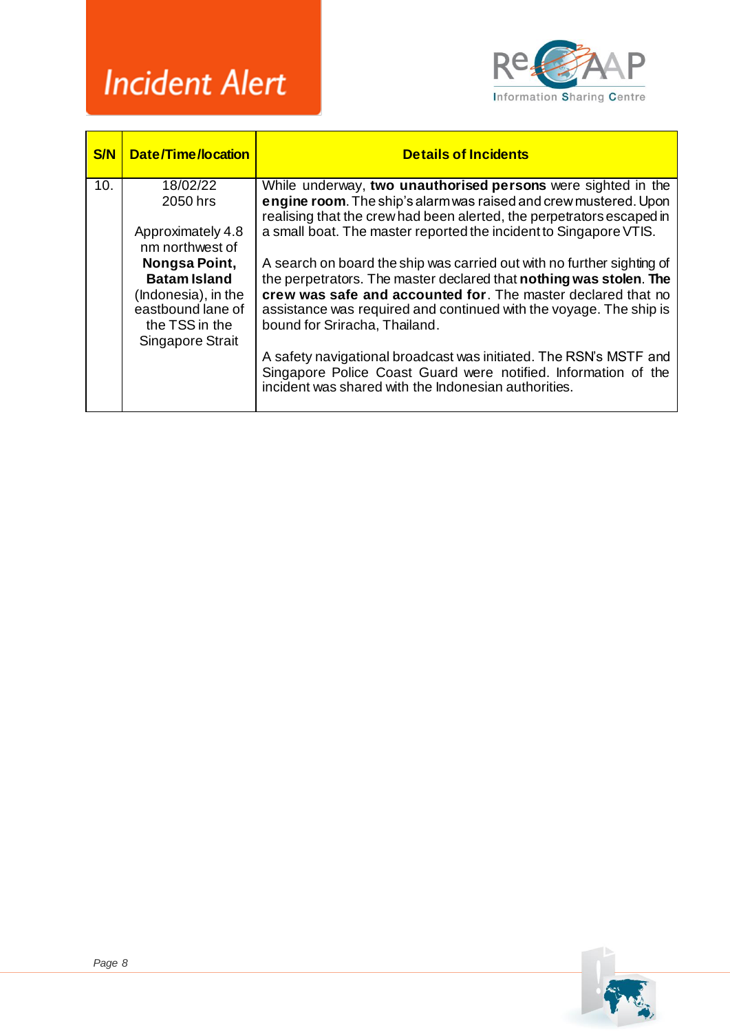# Incident Alert

| S/N | Date/Time/location | Details of Incidents |
|---|---|---|
| 10. | 18/02/22<br>2050 hrs<br><br>Approximately 4.8 nm northwest of **Nongsa Point, Batam Island** (Indonesia), in the eastbound lane of the TSS in the Singapore Strait | While underway, **two unauthorised persons** were sighted in the **engine room**. The ship's alarm was raised and crew mustered. Upon realising that the crew had been alerted, the perpetrators escaped in a small boat. The master reported the incident to Singapore VTIS.<br><br>A search on board the ship was carried out with no further sighting of the perpetrators. The master declared that **nothing was stolen**. **The crew was safe and accounted for**. The master declared that no assistance was required and continued with the voyage. The ship is bound for Sriracha, Thailand.<br><br>A safety navigational broadcast was initiated. The RSN's MSTF and Singapore Police Coast Guard were notified. Information of the incident was shared with the Indonesian authorities. |